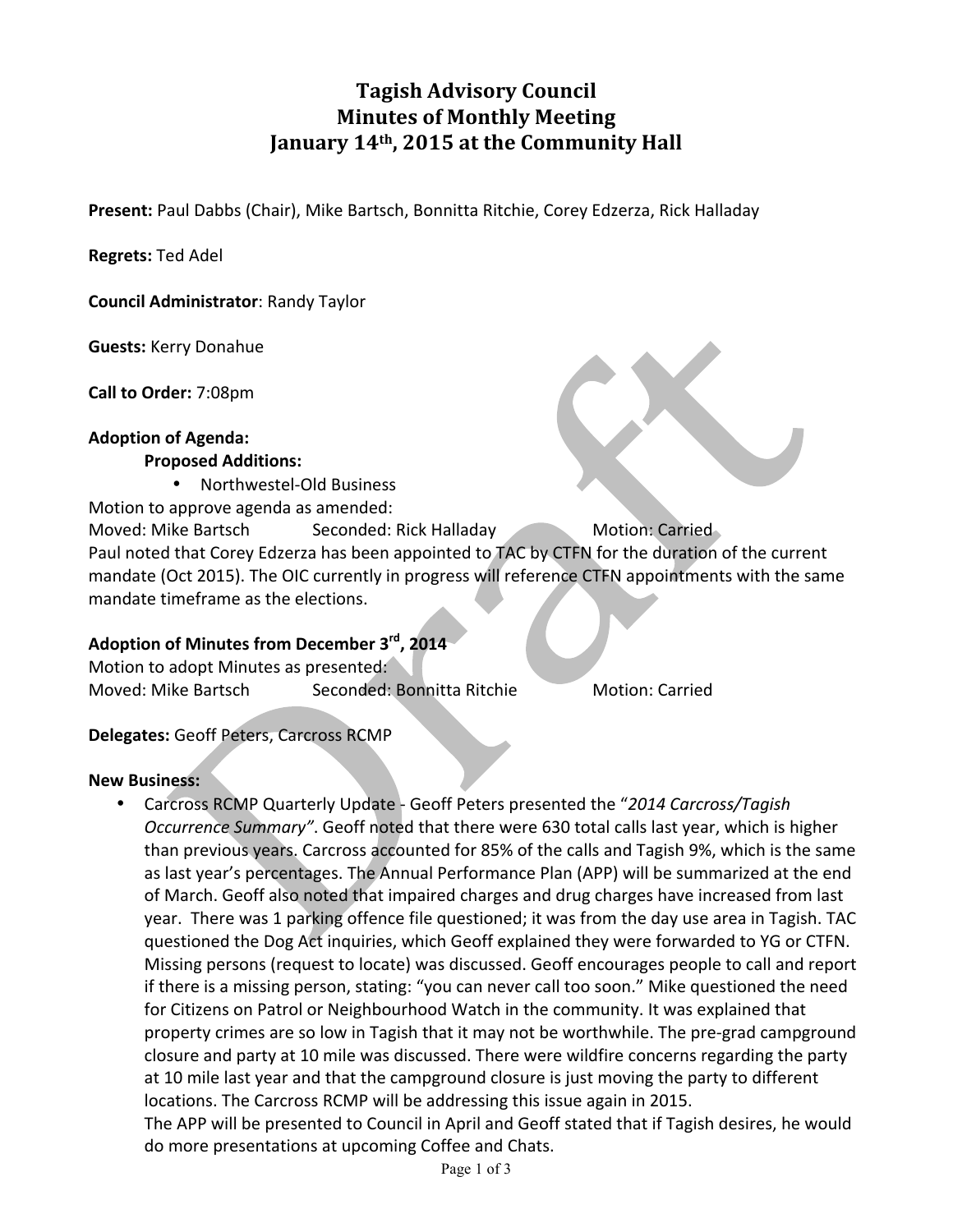# Tagish Advisory Council
## Minutes of Monthly Meeting
## January 14th, 2015 at the Community Hall

**Present:** Paul Dabbs (Chair), Mike Bartsch, Bonnitta Ritchie, Corey Edzerza, Rick Halladay

**Regrets:** Ted Adel

**Council Administrator**: Randy Taylor

**Guests:** Kerry Donahue

**Call to Order:** 7:08pm

**Adoption of Agenda:**

**Proposed Additions:**

- Northwestel-Old Business

Motion to approve agenda as amended:

Moved: Mike Bartsch Seconded: Rick Halladay Motion: Carried

Paul noted that Corey Edzerza has been appointed to TAC by CTFN for the duration of the current mandate (Oct 2015). The OIC currently in progress will reference CTFN appointments with the same mandate timeframe as the elections.

**Adoption of Minutes from December 3rd, 2014**

Motion to adopt Minutes as presented:

Moved: Mike Bartsch Seconded: Bonnitta Ritchie Motion: Carried

**Delegates:** Geoff Peters, Carcross RCMP

**New Business:**

- Carcross RCMP Quarterly Update - Geoff Peters presented the "*2014 Carcross/Tagish Occurrence Summary*". Geoff noted that there were 630 total calls last year, which is higher than previous years. Carcross accounted for 85% of the calls and Tagish 9%, which is the same as last year's percentages. The Annual Performance Plan (APP) will be summarized at the end of March. Geoff also noted that impaired charges and drug charges have increased from last year. There was 1 parking offence file questioned; it was from the day use area in Tagish. TAC questioned the Dog Act inquiries, which Geoff explained they were forwarded to YG or CTFN. Missing persons (request to locate) was discussed. Geoff encourages people to call and report if there is a missing person, stating: "you can never call too soon." Mike questioned the need for Citizens on Patrol or Neighbourhood Watch in the community. It was explained that property crimes are so low in Tagish that it may not be worthwhile. The pre-grad campground closure and party at 10 mile was discussed. There were wildfire concerns regarding the party at 10 mile last year and that the campground closure is just moving the party to different locations. The Carcross RCMP will be addressing this issue again in 2015.
  The APP will be presented to Council in April and Geoff stated that if Tagish desires, he would do more presentations at upcoming Coffee and Chats.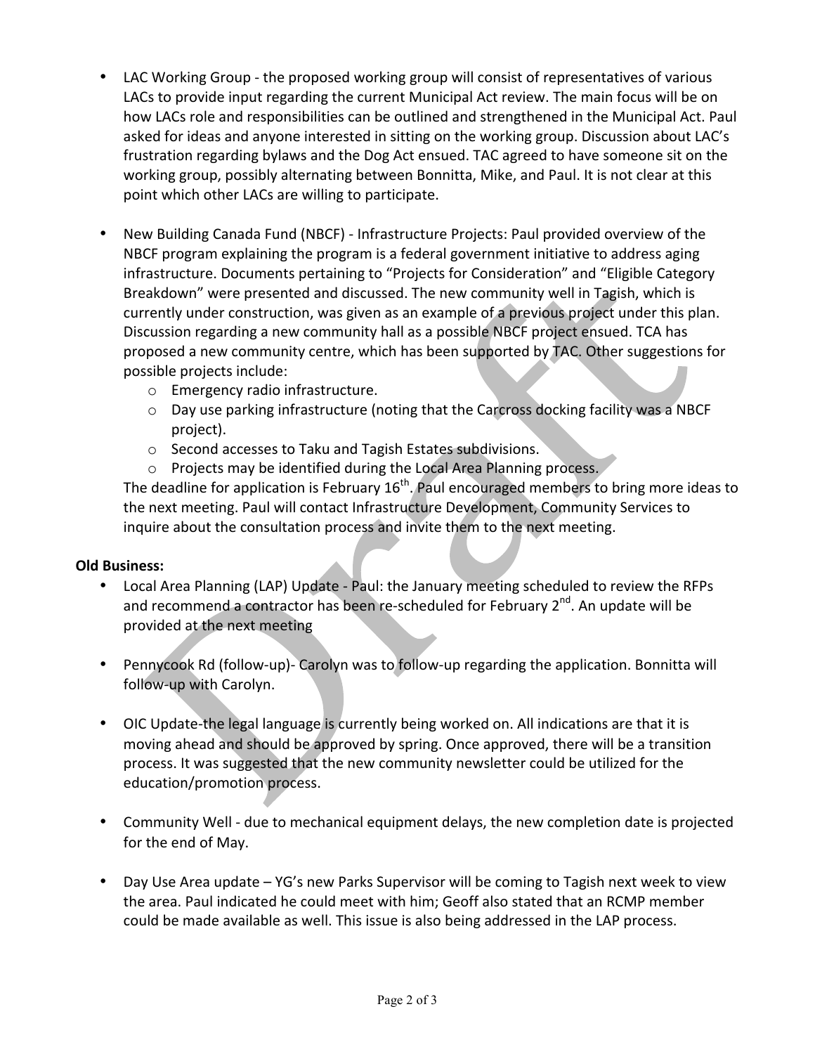- LAC Working Group - the proposed working group will consist of representatives of various LACs to provide input regarding the current Municipal Act review. The main focus will be on how LACs role and responsibilities can be outlined and strengthened in the Municipal Act. Paul asked for ideas and anyone interested in sitting on the working group. Discussion about LAC's frustration regarding bylaws and the Dog Act ensued. TAC agreed to have someone sit on the working group, possibly alternating between Bonnitta, Mike, and Paul. It is not clear at this point which other LACs are willing to participate.

- New Building Canada Fund (NBCF) - Infrastructure Projects: Paul provided overview of the NBCF program explaining the program is a federal government initiative to address aging infrastructure. Documents pertaining to "Projects for Consideration" and "Eligible Category Breakdown" were presented and discussed. The new community well in Tagish, which is currently under construction, was given as an example of a previous project under this plan. Discussion regarding a new community hall as a possible NBCF project ensued. TCA has proposed a new community centre, which has been supported by TAC. Other suggestions for possible projects include:
  - Emergency radio infrastructure.
  - Day use parking infrastructure (noting that the Carcross docking facility was a NBCF project).
  - Second accesses to Taku and Tagish Estates subdivisions.
  - Projects may be identified during the Local Area Planning process.

  The deadline for application is February 16th. Paul encouraged members to bring more ideas to the next meeting. Paul will contact Infrastructure Development, Community Services to inquire about the consultation process and invite them to the next meeting.

**Old Business:**

- Local Area Planning (LAP) Update - Paul: the January meeting scheduled to review the RFPs and recommend a contractor has been re-scheduled for February 2nd. An update will be provided at the next meeting

- Pennycook Rd (follow-up)- Carolyn was to follow-up regarding the application. Bonnitta will follow-up with Carolyn.

- OIC Update-the legal language is currently being worked on. All indications are that it is moving ahead and should be approved by spring. Once approved, there will be a transition process. It was suggested that the new community newsletter could be utilized for the education/promotion process.

- Community Well - due to mechanical equipment delays, the new completion date is projected for the end of May.

- Day Use Area update – YG's new Parks Supervisor will be coming to Tagish next week to view the area. Paul indicated he could meet with him; Geoff also stated that an RCMP member could be made available as well. This issue is also being addressed in the LAP process.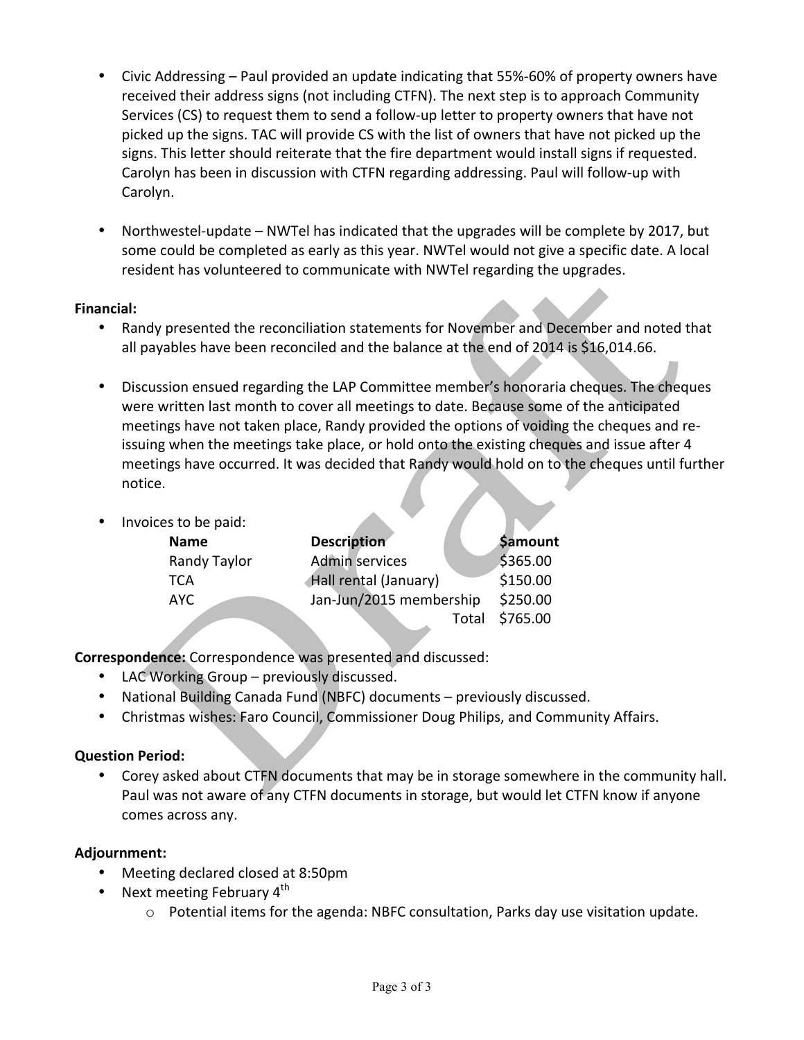- Civic Addressing – Paul provided an update indicating that 55%-60% of property owners have received their address signs (not including CTFN). The next step is to approach Community Services (CS) to request them to send a follow-up letter to property owners that have not picked up the signs. TAC will provide CS with the list of owners that have not picked up the signs. This letter should reiterate that the fire department would install signs if requested. Carolyn has been in discussion with CTFN regarding addressing. Paul will follow-up with Carolyn.

- Northwestel-update – NWTel has indicated that the upgrades will be complete by 2017, but some could be completed as early as this year. NWTel would not give a specific date. A local resident has volunteered to communicate with NWTel regarding the upgrades.

**Financial:**

- Randy presented the reconciliation statements for November and December and noted that all payables have been reconciled and the balance at the end of 2014 is $16,014.66.

- Discussion ensued regarding the LAP Committee member's honoraria cheques. The cheques were written last month to cover all meetings to date. Because some of the anticipated meetings have not taken place, Randy provided the options of voiding the cheques and re-issuing when the meetings take place, or hold onto the existing cheques and issue after 4 meetings have occurred. It was decided that Randy would hold on to the cheques until further notice.

- Invoices to be paid:

| Name | Description | $amount |
|---|---|---|
| Randy Taylor | Admin services | $365.00 |
| TCA | Hall rental (January) | $150.00 |
| AYC | Jan-Jun/2015 membership | $250.00 |
| | Total | $765.00 |

**Correspondence:** Correspondence was presented and discussed:

- LAC Working Group – previously discussed.
- National Building Canada Fund (NBFC) documents – previously discussed.
- Christmas wishes: Faro Council, Commissioner Doug Philips, and Community Affairs.

**Question Period:**

- Corey asked about CTFN documents that may be in storage somewhere in the community hall. Paul was not aware of any CTFN documents in storage, but would let CTFN know if anyone comes across any.

**Adjournment:**

- Meeting declared closed at 8:50pm
- Next meeting February 4th
    - Potential items for the agenda: NBFC consultation, Parks day use visitation update.